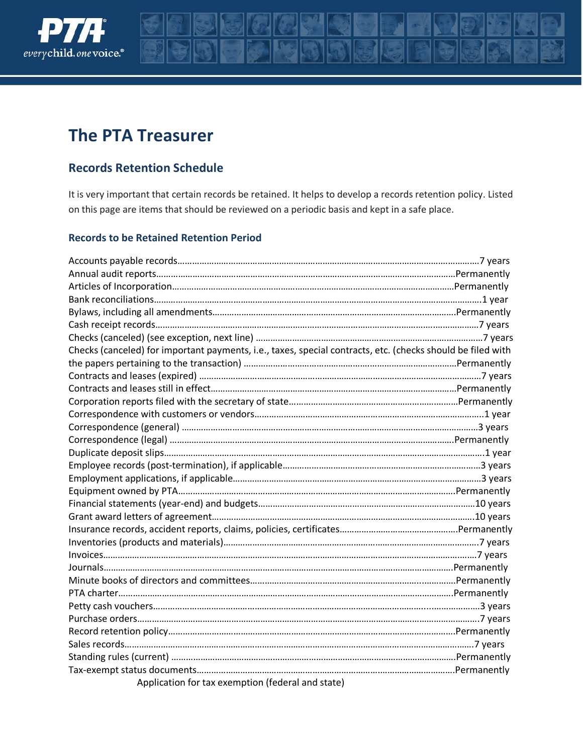# The PTA Treasurer

## Records Retention Schedule

It is very important that certain records be retained. It helps to develop a records retention policy. Listed on this page are items that should be reviewed on a periodic basis and kept in a safe place.

### Records to be Retained Retention Period

| Records to be Retained | Retention Period |
|---|---|
| Accounts payable records | 7 years |
| Annual audit reports | Permanently |
| Articles of Incorporation | Permanently |
| Bank reconciliations | 1 year |
| Bylaws, including all amendments | Permanently |
| Cash receipt records | 7 years |
| Checks (canceled) (see exception, next line) | 7 years |
| Checks (canceled) for important payments, i.e., taxes, special contracts, etc. (checks should be filed with the papers pertaining to the transaction) | Permanently |
| Contracts and leases (expired) | 7 years |
| Contracts and leases still in effect | Permanently |
| Corporation reports filed with the secretary of state | Permanently |
| Correspondence with customers or vendors | 1 year |
| Correspondence (general) | 3 years |
| Correspondence (legal) | Permanently |
| Duplicate deposit slips | 1 year |
| Employee records (post-termination), if applicable | 3 years |
| Employment applications, if applicable | 3 years |
| Equipment owned by PTA | Permanently |
| Financial statements (year-end) and budgets | 10 years |
| Grant award letters of agreement | 10 years |
| Insurance records, accident reports, claims, policies, certificates | Permanently |
| Inventories (products and materials) | 7 years |
| Invoices | 7 years |
| Journals | Permanently |
| Minute books of directors and committees | Permanently |
| PTA charter | Permanently |
| Petty cash vouchers | 3 years |
| Purchase orders | 7 years |
| Record retention policy | Permanently |
| Sales records | 7 years |
| Standing rules (current) | Permanently |
| Tax-exempt status documents | Permanently |
| Application for tax exemption (federal and state) | |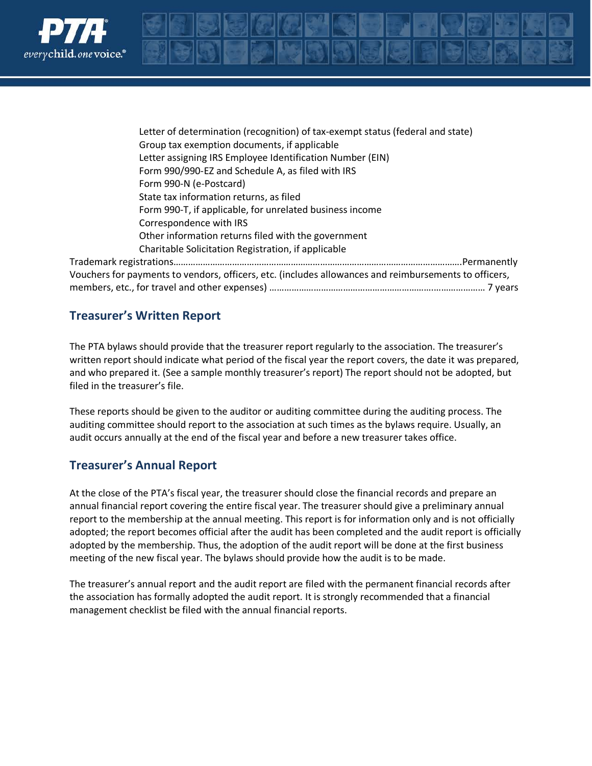Letter of determination (recognition) of tax-exempt status (federal and state)
Group tax exemption documents, if applicable
Letter assigning IRS Employee Identification Number (EIN)
Form 990/990-EZ and Schedule A, as filed with IRS
Form 990-N (e-Postcard)
State tax information returns, as filed
Form 990-T, if applicable, for unrelated business income
Correspondence with IRS
Other information returns filed with the government
Charitable Solicitation Registration, if applicable

Trademark registrations……………………………………………………………………………………………………….Permanently

Vouchers for payments to vendors, officers, etc. (includes allowances and reimbursements to officers, members, etc., for travel and other expenses) ………………………………………………………………………… 7 years

## Treasurer's Written Report

The PTA bylaws should provide that the treasurer report regularly to the association. The treasurer's written report should indicate what period of the fiscal year the report covers, the date it was prepared, and who prepared it. (See a sample monthly treasurer's report) The report should not be adopted, but filed in the treasurer's file.

These reports should be given to the auditor or auditing committee during the auditing process. The auditing committee should report to the association at such times as the bylaws require. Usually, an audit occurs annually at the end of the fiscal year and before a new treasurer takes office.

## Treasurer's Annual Report

At the close of the PTA's fiscal year, the treasurer should close the financial records and prepare an annual financial report covering the entire fiscal year. The treasurer should give a preliminary annual report to the membership at the annual meeting. This report is for information only and is not officially adopted; the report becomes official after the audit has been completed and the audit report is officially adopted by the membership. Thus, the adoption of the audit report will be done at the first business meeting of the new fiscal year. The bylaws should provide how the audit is to be made.

The treasurer's annual report and the audit report are filed with the permanent financial records after the association has formally adopted the audit report. It is strongly recommended that a financial management checklist be filed with the annual financial reports.